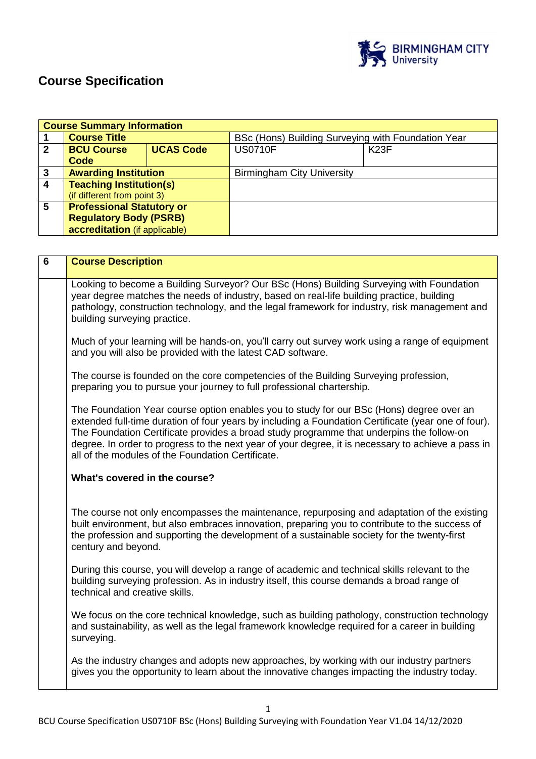# Course Specification

| Course Summary Information | | | | |
|---|---|---|---|---|
| 1 | **Course Title** | | BSc (Hons) Building Surveying with Foundation Year | |
| 2 | **BCU Course Code** | **UCAS Code** | US0710F | K23F |
| 3 | **Awarding Institution** | | Birmingham City University | |
| 4 | **Teaching Institution(s)** (if different from point 3) | | | |
| 5 | **Professional Statutory or Regulatory Body (PSRB) accreditation** (if applicable) | | | |

| 6 | **Course Description** |
|---|---|
| | Looking to become a Building Surveyor? Our BSc (Hons) Building Surveying with Foundation year degree matches the needs of industry, based on real-life building practice, building pathology, construction technology, and the legal framework for industry, risk management and building surveying practice.<br><br>Much of your learning will be hands-on, you'll carry out survey work using a range of equipment and you will also be provided with the latest CAD software.<br><br>The course is founded on the core competencies of the Building Surveying profession, preparing you to pursue your journey to full professional chartership.<br><br>The Foundation Year course option enables you to study for our BSc (Hons) degree over an extended full-time duration of four years by including a Foundation Certificate (year one of four). The Foundation Certificate provides a broad study programme that underpins the follow-on degree. In order to progress to the next year of your degree, it is necessary to achieve a pass in all of the modules of the Foundation Certificate.<br><br>**What's covered in the course?**<br><br>The course not only encompasses the maintenance, repurposing and adaptation of the existing built environment, but also embraces innovation, preparing you to contribute to the success of the profession and supporting the development of a sustainable society for the twenty-first century and beyond.<br><br>During this course, you will develop a range of academic and technical skills relevant to the building surveying profession. As in industry itself, this course demands a broad range of technical and creative skills.<br><br>We focus on the core technical knowledge, such as building pathology, construction technology and sustainability, as well as the legal framework knowledge required for a career in building surveying.<br><br>As the industry changes and adopts new approaches, by working with our industry partners gives you the opportunity to learn about the innovative changes impacting the industry today. |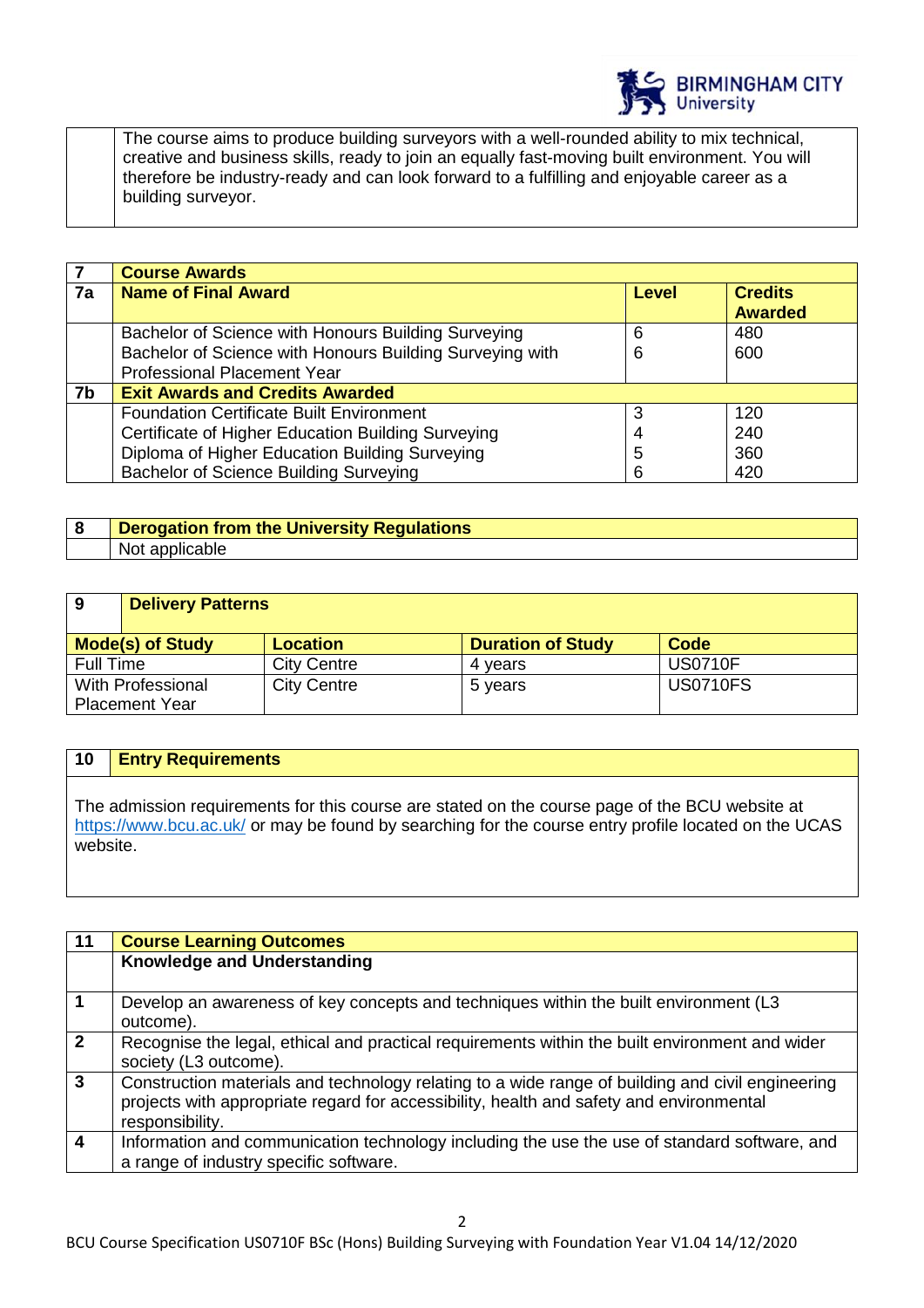| | |
|---|---|
| | The course aims to produce building surveyors with a well-rounded ability to mix technical, creative and business skills, ready to join an equally fast-moving built environment. You will therefore be industry-ready and can look forward to a fulfilling and enjoyable career as a building surveyor. |

| 7 | **Course Awards** | | |
|---|---|---|---|
| **7a** | **Name of Final Award** | **Level** | **Credits Awarded** |
| | Bachelor of Science with Honours Building Surveying | 6 | 480 |
| | Bachelor of Science with Honours Building Surveying with Professional Placement Year | 6 | 600 |
| **7b** | **Exit Awards and Credits Awarded** | | |
| | Foundation Certificate Built Environment | 3 | 120 |
| | Certificate of Higher Education Building Surveying | 4 | 240 |
| | Diploma of Higher Education Building Surveying | 5 | 360 |
| | Bachelor of Science Building Surveying | 6 | 420 |

| 8 | **Derogation from the University Regulations** |
|---|---|
| | Not applicable |

| 9 | **Delivery Patterns** | | |
|---|---|---|---|
| **Mode(s) of Study** | **Location** | **Duration of Study** | **Code** |
| Full Time | City Centre | 4 years | US0710F |
| With Professional Placement Year | City Centre | 5 years | US0710FS |

| 10 | **Entry Requirements** |
|---|---|
| | The admission requirements for this course are stated on the course page of the BCU website at https://www.bcu.ac.uk/ or may be found by searching for the course entry profile located on the UCAS website. |

| 11 | **Course Learning Outcomes** |
|---|---|
| | **Knowledge and Understanding** |
| **1** | Develop an awareness of key concepts and techniques within the built environment (L3 outcome). |
| **2** | Recognise the legal, ethical and practical requirements within the built environment and wider society (L3 outcome). |
| **3** | Construction materials and technology relating to a wide range of building and civil engineering projects with appropriate regard for accessibility, health and safety and environmental responsibility. |
| **4** | Information and communication technology including the use the use of standard software, and a range of industry specific software. |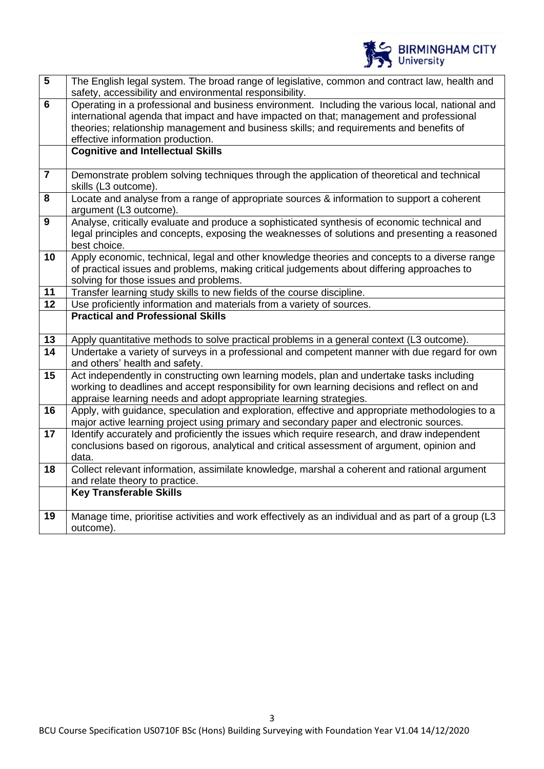| | |
|---|---|
| **5** | The English legal system. The broad range of legislative, common and contract law, health and safety, accessibility and environmental responsibility. |
| **6** | Operating in a professional and business environment. Including the various local, national and international agenda that impact and have impacted on that; management and professional theories; relationship management and business skills; and requirements and benefits of effective information production. |
| | **Cognitive and Intellectual Skills** |
| **7** | Demonstrate problem solving techniques through the application of theoretical and technical skills (L3 outcome). |
| **8** | Locate and analyse from a range of appropriate sources & information to support a coherent argument (L3 outcome). |
| **9** | Analyse, critically evaluate and produce a sophisticated synthesis of economic technical and legal principles and concepts, exposing the weaknesses of solutions and presenting a reasoned best choice. |
| **10** | Apply economic, technical, legal and other knowledge theories and concepts to a diverse range of practical issues and problems, making critical judgements about differing approaches to solving for those issues and problems. |
| **11** | Transfer learning study skills to new fields of the course discipline. |
| **12** | Use proficiently information and materials from a variety of sources. |
| | **Practical and Professional Skills** |
| **13** | Apply quantitative methods to solve practical problems in a general context (L3 outcome). |
| **14** | Undertake a variety of surveys in a professional and competent manner with due regard for own and others' health and safety. |
| **15** | Act independently in constructing own learning models, plan and undertake tasks including working to deadlines and accept responsibility for own learning decisions and reflect on and appraise learning needs and adopt appropriate learning strategies. |
| **16** | Apply, with guidance, speculation and exploration, effective and appropriate methodologies to a major active learning project using primary and secondary paper and electronic sources. |
| **17** | Identify accurately and proficiently the issues which require research, and draw independent conclusions based on rigorous, analytical and critical assessment of argument, opinion and data. |
| **18** | Collect relevant information, assimilate knowledge, marshal a coherent and rational argument and relate theory to practice. |
| | **Key Transferable Skills** |
| **19** | Manage time, prioritise activities and work effectively as an individual and as part of a group (L3 outcome). |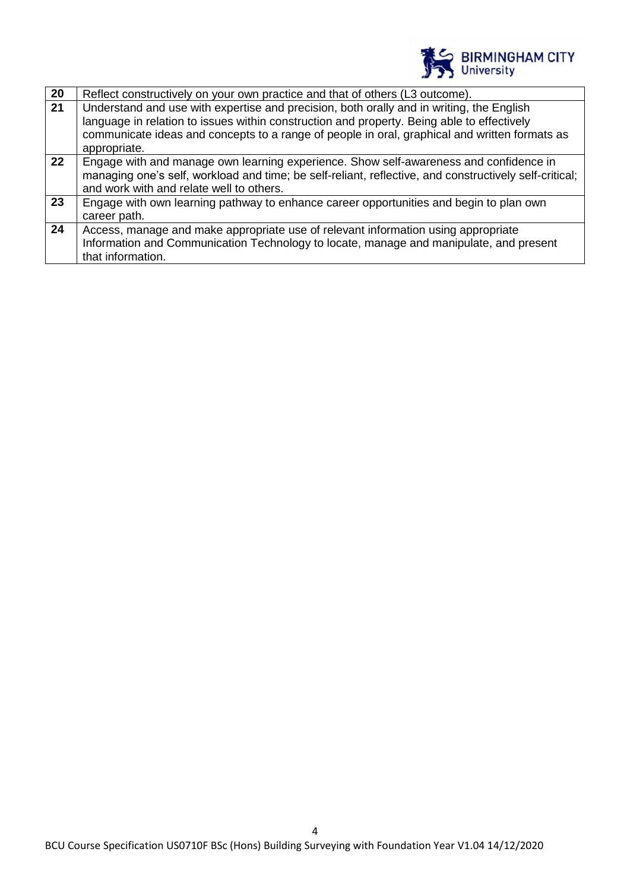| | |
|---|---|
| 20 | Reflect constructively on your own practice and that of others (L3 outcome). |
| 21 | Understand and use with expertise and precision, both orally and in writing, the English language in relation to issues within construction and property. Being able to effectively communicate ideas and concepts to a range of people in oral, graphical and written formats as appropriate. |
| 22 | Engage with and manage own learning experience. Show self-awareness and confidence in managing one's self, workload and time; be self-reliant, reflective, and constructively self-critical; and work with and relate well to others. |
| 23 | Engage with own learning pathway to enhance career opportunities and begin to plan own career path. |
| 24 | Access, manage and make appropriate use of relevant information using appropriate Information and Communication Technology to locate, manage and manipulate, and present that information. |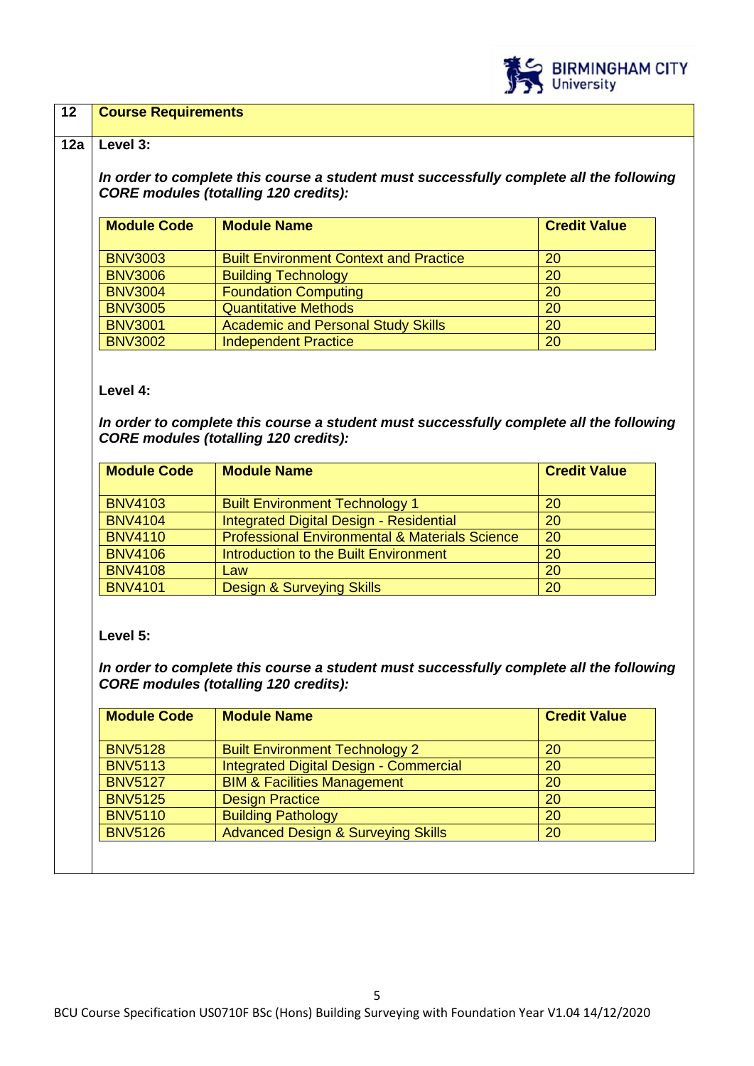## 12 Course Requirements

### 12a Level 3:

***In order to complete this course a student must successfully complete all the following CORE modules (totalling 120 credits):***

| Module Code | Module Name | Credit Value |
|---|---|---|
| BNV3003 | Built Environment Context and Practice | 20 |
| BNV3006 | Building Technology | 20 |
| BNV3004 | Foundation Computing | 20 |
| BNV3005 | Quantitative Methods | 20 |
| BNV3001 | Academic and Personal Study Skills | 20 |
| BNV3002 | Independent Practice | 20 |

### Level 4:

***In order to complete this course a student must successfully complete all the following CORE modules (totalling 120 credits):***

| Module Code | Module Name | Credit Value |
|---|---|---|
| BNV4103 | Built Environment Technology 1 | 20 |
| BNV4104 | Integrated Digital Design - Residential | 20 |
| BNV4110 | Professional Environmental & Materials Science | 20 |
| BNV4106 | Introduction to the Built Environment | 20 |
| BNV4108 | Law | 20 |
| BNV4101 | Design & Surveying Skills | 20 |

### Level 5:

***In order to complete this course a student must successfully complete all the following CORE modules (totalling 120 credits):***

| Module Code | Module Name | Credit Value |
|---|---|---|
| BNV5128 | Built Environment Technology 2 | 20 |
| BNV5113 | Integrated Digital Design - Commercial | 20 |
| BNV5127 | BIM & Facilities Management | 20 |
| BNV5125 | Design Practice | 20 |
| BNV5110 | Building Pathology | 20 |
| BNV5126 | Advanced Design & Surveying Skills | 20 |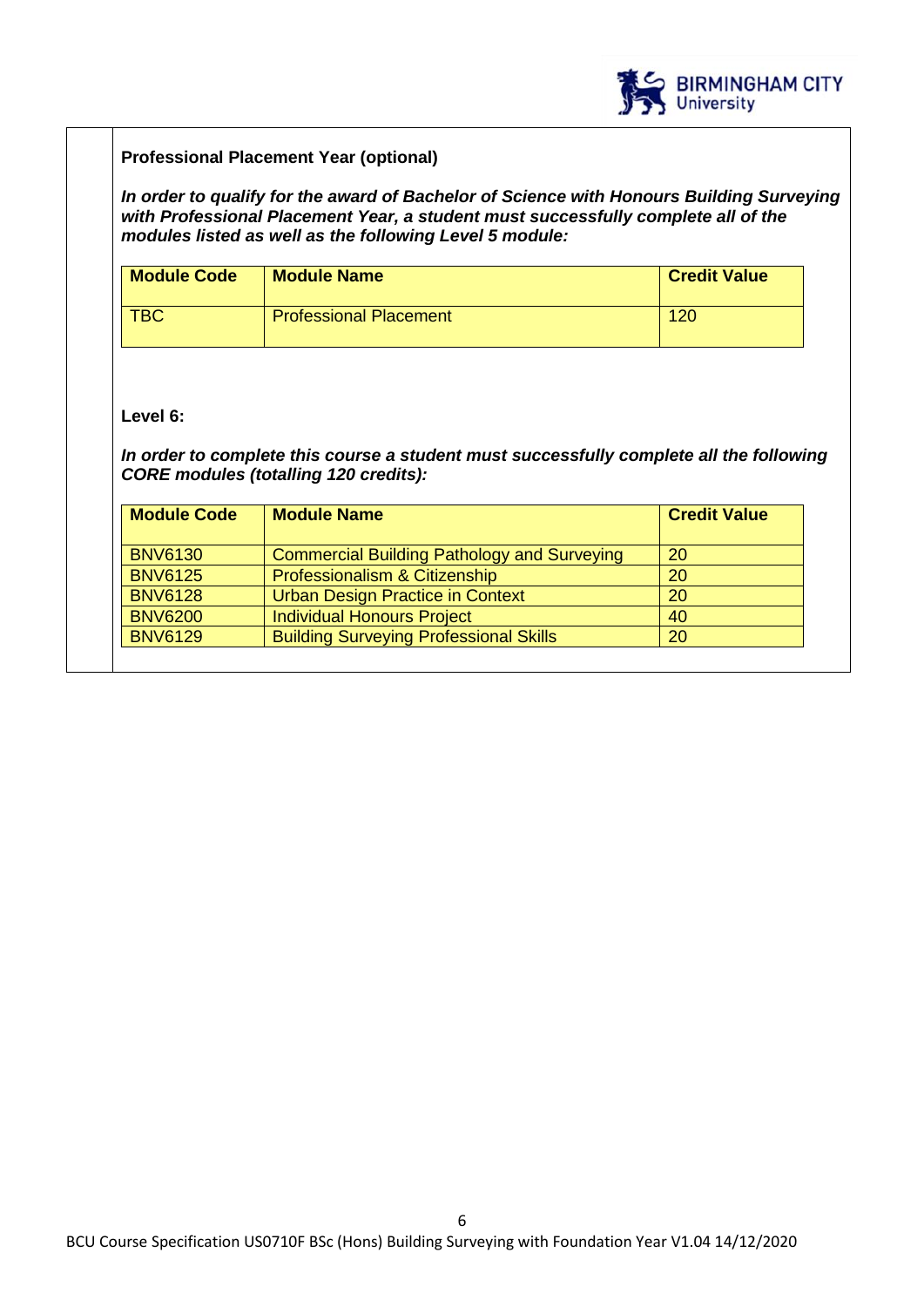**Professional Placement Year (optional)**

***In order to qualify for the award of Bachelor of Science with Honours Building Surveying with Professional Placement Year, a student must successfully complete all of the modules listed as well as the following Level 5 module:***

| Module Code | Module Name | Credit Value |
|---|---|---|
| TBC | Professional Placement | 120 |

**Level 6:**

***In order to complete this course a student must successfully complete all the following CORE modules (totalling 120 credits):***

| Module Code | Module Name | Credit Value |
|---|---|---|
| BNV6130 | Commercial Building Pathology and Surveying | 20 |
| BNV6125 | Professionalism & Citizenship | 20 |
| BNV6128 | Urban Design Practice in Context | 20 |
| BNV6200 | Individual Honours Project | 40 |
| BNV6129 | Building Surveying Professional Skills | 20 |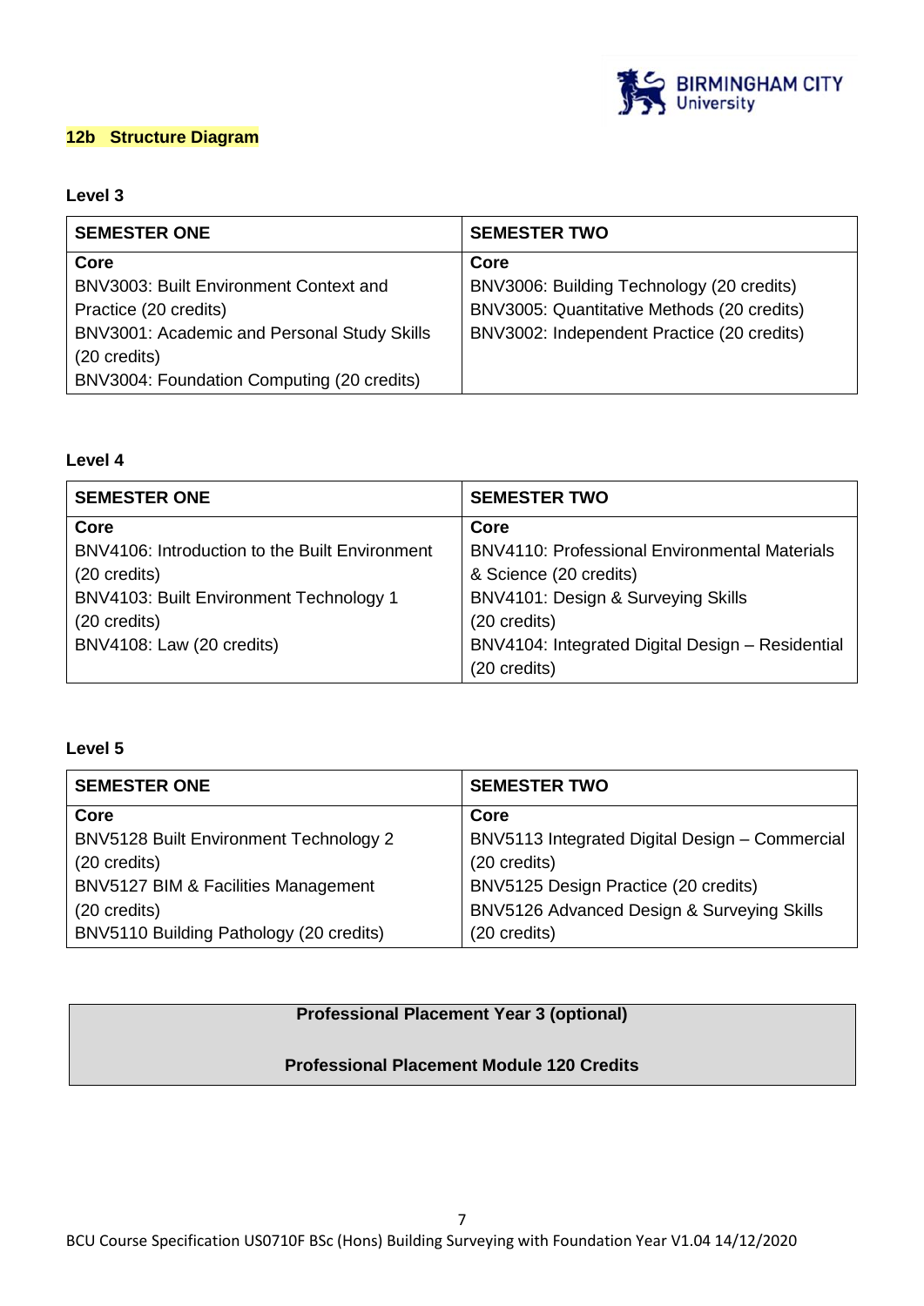## 12b Structure Diagram

### Level 3

| SEMESTER ONE | SEMESTER TWO |
| --- | --- |
| **Core**<br>BNV3003: Built Environment Context and Practice (20 credits)<br>BNV3001: Academic and Personal Study Skills (20 credits)<br>BNV3004: Foundation Computing (20 credits) | **Core**<br>BNV3006: Building Technology (20 credits)<br>BNV3005: Quantitative Methods (20 credits)<br>BNV3002: Independent Practice (20 credits) |

### Level 4

| SEMESTER ONE | SEMESTER TWO |
| --- | --- |
| **Core**<br>BNV4106: Introduction to the Built Environment (20 credits)<br>BNV4103: Built Environment Technology 1 (20 credits)<br>BNV4108: Law (20 credits) | **Core**<br>BNV4110: Professional Environmental Materials & Science (20 credits)<br>BNV4101: Design & Surveying Skills (20 credits)<br>BNV4104: Integrated Digital Design – Residential (20 credits) |

### Level 5

| SEMESTER ONE | SEMESTER TWO |
| --- | --- |
| **Core**<br>BNV5128 Built Environment Technology 2 (20 credits)<br>BNV5127 BIM & Facilities Management (20 credits)<br>BNV5110 Building Pathology (20 credits) | **Core**<br>BNV5113 Integrated Digital Design – Commercial (20 credits)<br>BNV5125 Design Practice (20 credits)<br>BNV5126 Advanced Design & Surveying Skills (20 credits) |

| Professional Placement Year 3 (optional) |
| --- |
| **Professional Placement Module 120 Credits** |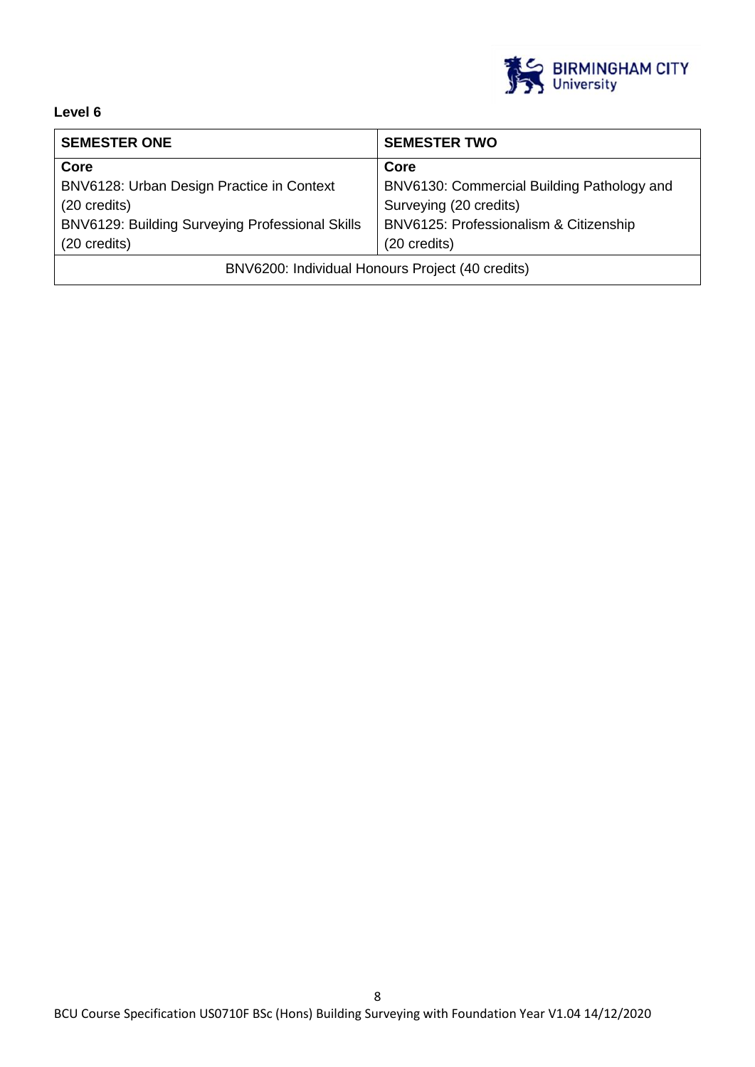**Level 6**

| SEMESTER ONE | SEMESTER TWO |
|---|---|
| **Core**<br>BNV6128: Urban Design Practice in Context (20 credits)<br>BNV6129: Building Surveying Professional Skills (20 credits) | **Core**<br>BNV6130: Commercial Building Pathology and Surveying (20 credits)<br>BNV6125: Professionalism & Citizenship (20 credits) |
| BNV6200: Individual Honours Project (40 credits) | |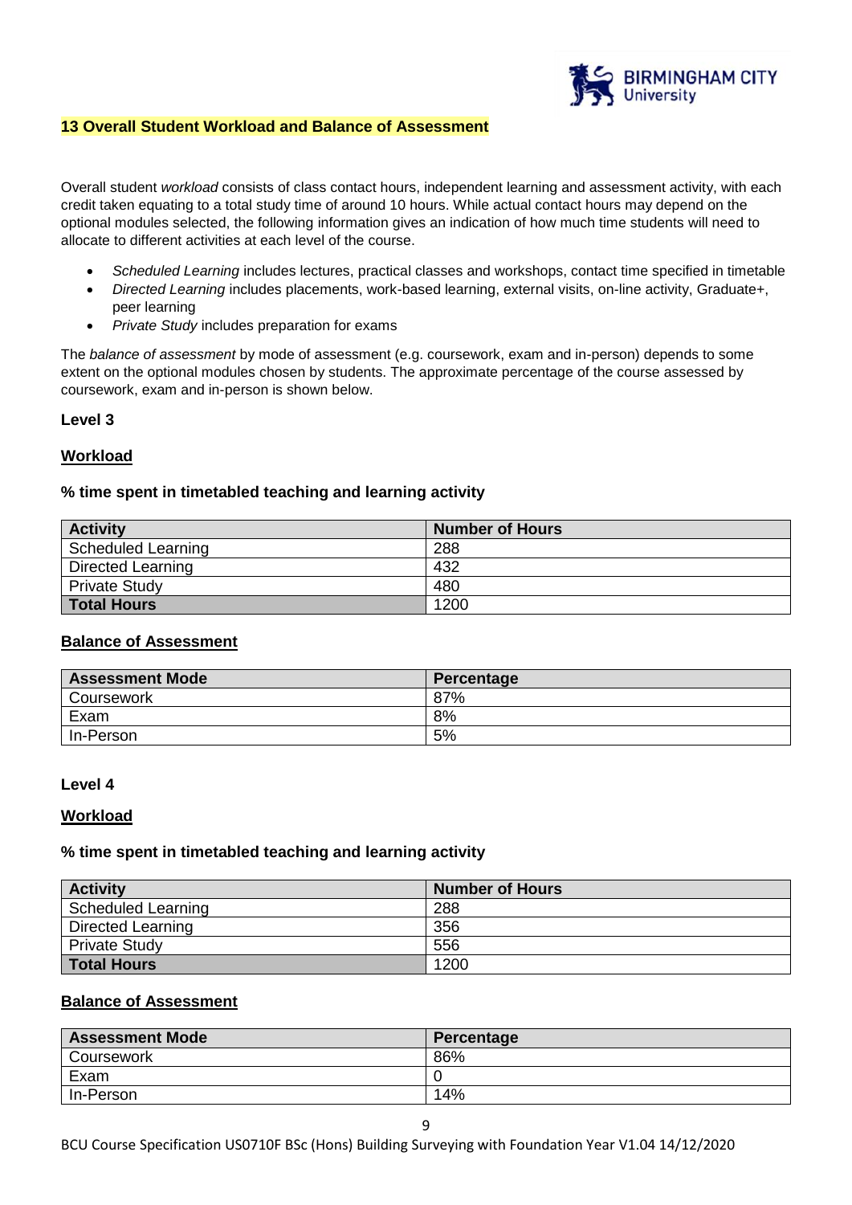## 13 Overall Student Workload and Balance of Assessment

Overall student *workload* consists of class contact hours, independent learning and assessment activity, with each credit taken equating to a total study time of around 10 hours. While actual contact hours may depend on the optional modules selected, the following information gives an indication of how much time students will need to allocate to different activities at each level of the course.

- *Scheduled Learning* includes lectures, practical classes and workshops, contact time specified in timetable
- *Directed Learning* includes placements, work-based learning, external visits, on-line activity, Graduate+, peer learning
- *Private Study* includes preparation for exams

The *balance of assessment* by mode of assessment (e.g. coursework, exam and in-person) depends to some extent on the optional modules chosen by students. The approximate percentage of the course assessed by coursework, exam and in-person is shown below.

**Level 3**

**Workload**

**% time spent in timetabled teaching and learning activity**

| Activity | Number of Hours |
|---|---|
| Scheduled Learning | 288 |
| Directed Learning | 432 |
| Private Study | 480 |
| **Total Hours** | 1200 |

**Balance of Assessment**

| Assessment Mode | Percentage |
|---|---|
| Coursework | 87% |
| Exam | 8% |
| In-Person | 5% |

**Level 4**

**Workload**

**% time spent in timetabled teaching and learning activity**

| Activity | Number of Hours |
|---|---|
| Scheduled Learning | 288 |
| Directed Learning | 356 |
| Private Study | 556 |
| **Total Hours** | 1200 |

**Balance of Assessment**

| Assessment Mode | Percentage |
|---|---|
| Coursework | 86% |
| Exam | 0 |
| In-Person | 14% |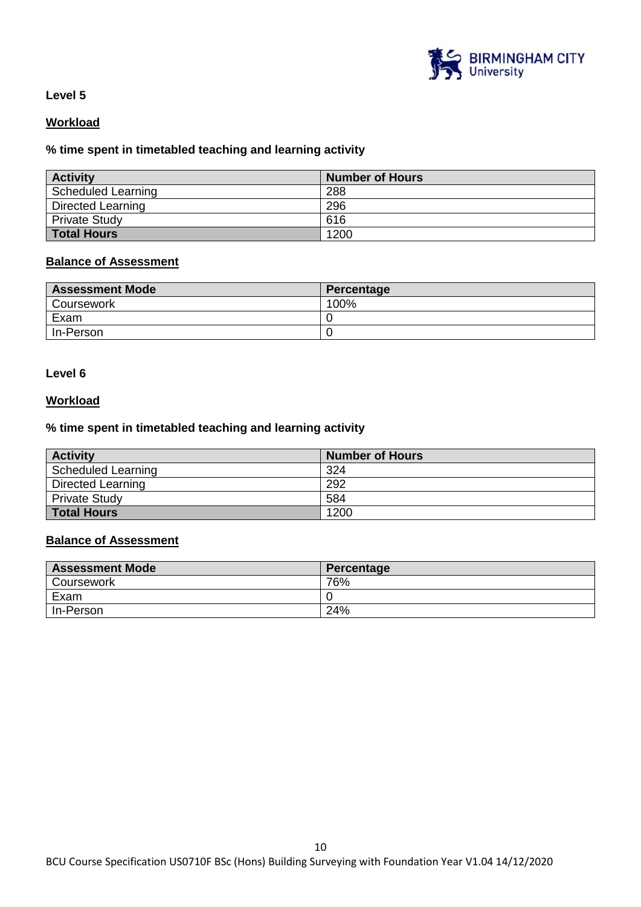**Level 5**

**Workload**

**% time spent in timetabled teaching and learning activity**

| Activity | Number of Hours |
|---|---|
| Scheduled Learning | 288 |
| Directed Learning | 296 |
| Private Study | 616 |
| **Total Hours** | 1200 |

**Balance of Assessment**

| Assessment Mode | Percentage |
|---|---|
| Coursework | 100% |
| Exam | 0 |
| In-Person | 0 |

**Level 6**

**Workload**

**% time spent in timetabled teaching and learning activity**

| Activity | Number of Hours |
|---|---|
| Scheduled Learning | 324 |
| Directed Learning | 292 |
| Private Study | 584 |
| **Total Hours** | 1200 |

**Balance of Assessment**

| Assessment Mode | Percentage |
|---|---|
| Coursework | 76% |
| Exam | 0 |
| In-Person | 24% |